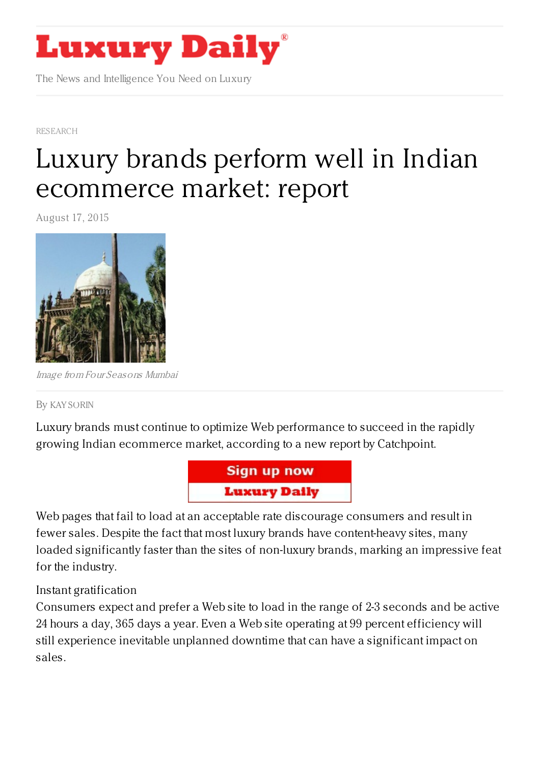RESEARCH

# Luxury brands perform well in Indian ecommerce market: report

August 17, 2015

*Image from Four Seasons Mumbai*

By KAY SORIN

Luxury brands must continue to optimize Web performance to succeed in the rapidly growing Indian ecommerce market, according to a new report by Catchpoint.

Web pages that fail to load at an acceptable rate discourage consumers and result in fewer sales. Despite the fact that most luxury brands have content-heavy sites, many loaded significantly faster than the sites of non-luxury brands, marking an impressive feat for the industry.

Instant gratification

Consumers expect and prefer a Web site to load in the range of 2-3 seconds and be active 24 hours a day, 365 days a year. Even a Web site operating at 99 percent efficiency will still experience inevitable unplanned downtime that can have a significant impact on sales.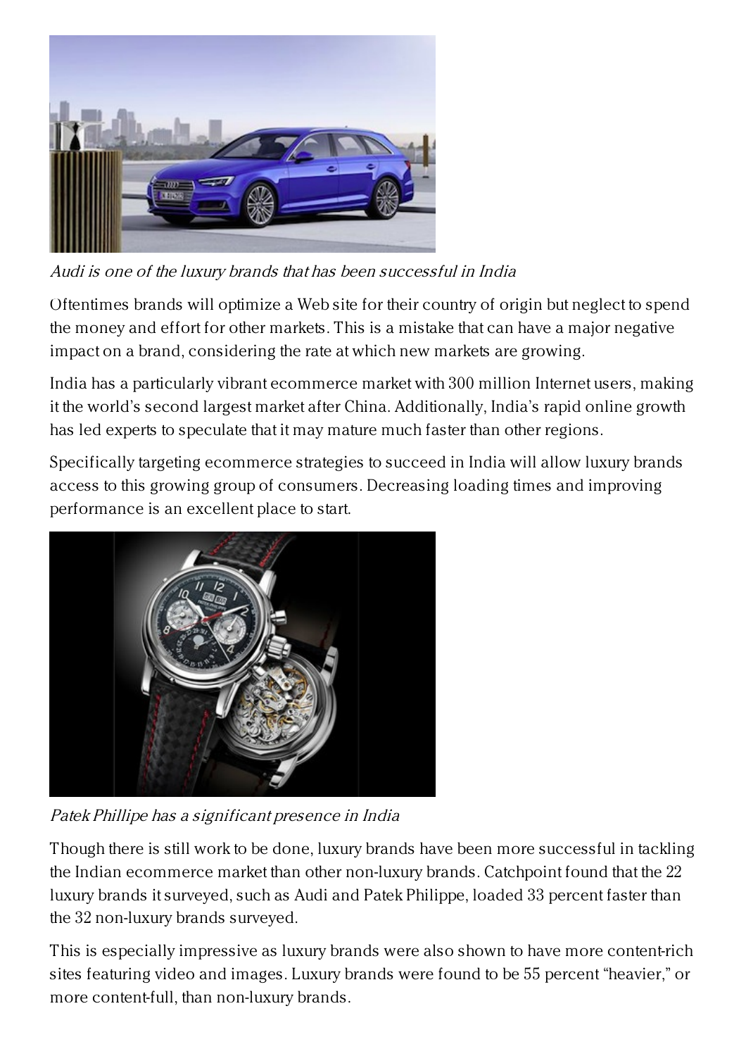*Audi is one of the luxury brands that has been successful in India*

Oftentimes brands will optimize a Web site for their country of origin but neglect to spend the money and effort for other markets. This is a mistake that can have a major negative impact on a brand, considering the rate at which new markets are growing.

India has a particularly vibrant ecommerce market with 300 million Internet users, making it the world's second largest market after China. Additionally, India's rapid online growth has led experts to speculate that it may mature much faster than other regions.

Specifically targeting ecommerce strategies to succeed in India will allow luxury brands access to this growing group of consumers. Decreasing loading times and improving performance is an excellent place to start.

*Patek Phillipe has a significant presence in India*

Though there is still work to be done, luxury brands have been more successful in tackling the Indian ecommerce market than other non-luxury brands. Catchpoint found that the 22 luxury brands it surveyed, such as Audi and Patek Philippe, loaded 33 percent faster than the 32 non-luxury brands surveyed.

This is especially impressive as luxury brands were also shown to have more content-rich sites featuring video and images. Luxury brands were found to be 55 percent "heavier," or more content-full, than non-luxury brands.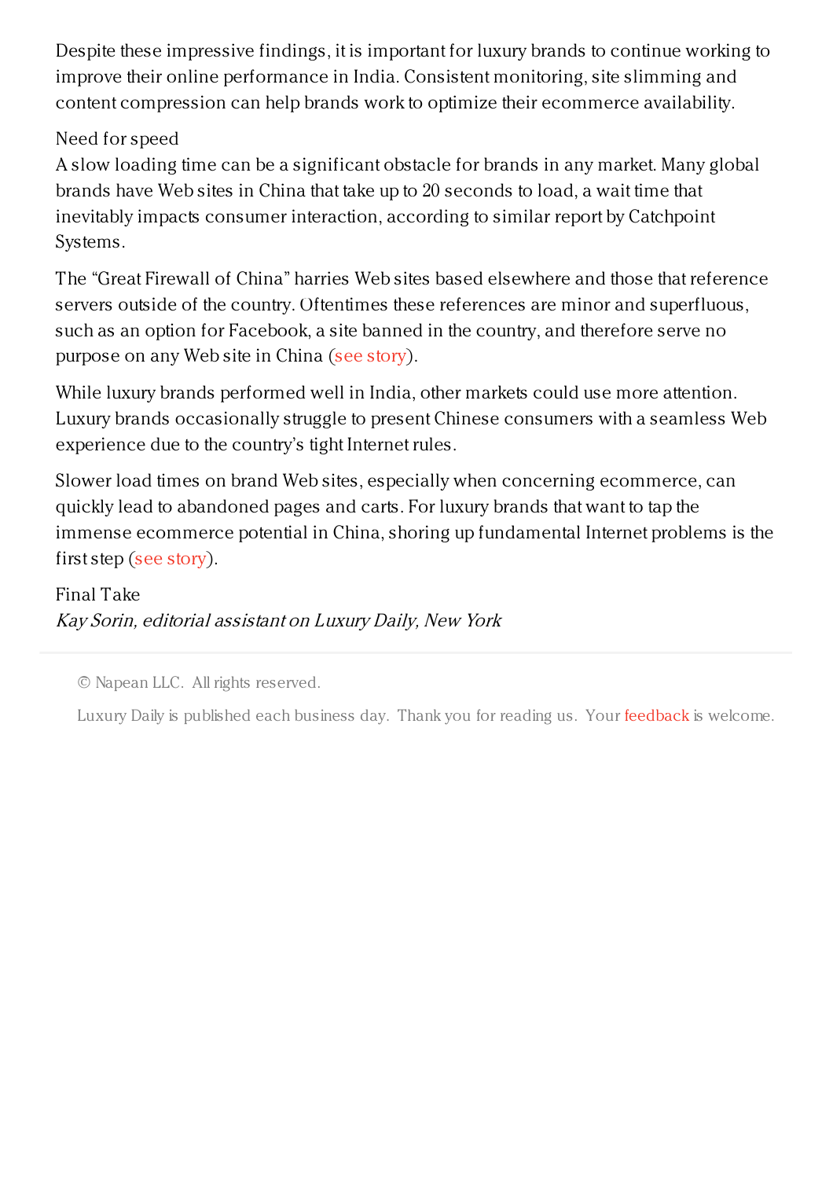Despite these impressive findings, it is important for luxury brands to continue working to improve their online performance in India. Consistent monitoring, site slimming and content compression can help brands work to optimize their ecommerce availability.

Need for speed

A slow loading time can be a significant obstacle for brands in any market. Many global brands have Web sites in China that take up to 20 seconds to load, a wait time that inevitably impacts consumer interaction, according to similar report by Catchpoint Systems.

The "Great Firewall of China" harries Web sites based elsewhere and those that reference servers outside of the country. Oftentimes these references are minor and superfluous, such as an option for Facebook, a site banned in the country, and therefore serve no purpose on any Web site in China (see story).

While luxury brands performed well in India, other markets could use more attention. Luxury brands occasionally struggle to present Chinese consumers with a seamless Web experience due to the country's tight Internet rules.

Slower load times on brand Web sites, especially when concerning ecommerce, can quickly lead to abandoned pages and carts. For luxury brands that want to tap the immense ecommerce potential in China, shoring up fundamental Internet problems is the first step (see story).

Final Take

*Kay Sorin, editorial assistant on Luxury Daily, New York*

© Napean LLC. All rights reserved.

Luxury Daily is published each business day. Thank you for reading us. Your feedback is welcome.